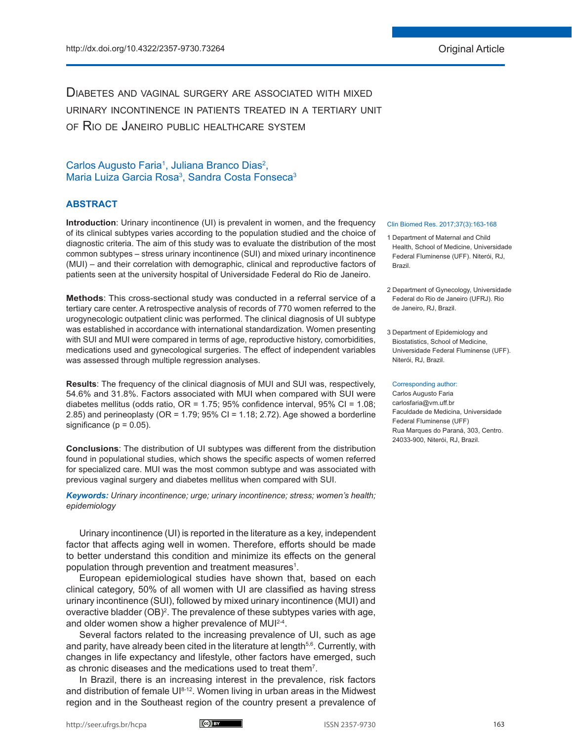# Diabetes and vaginal surgery are associated with mixed urinary incontinence in patients treated in a tertiary unit of Rio de Janeiro public healthcare system

Carlos Augusto Faria[1], Juliana Branco Dias[2], Maria Luiza Garcia Rosa[3], Sandra Costa Fonseca[3]

## ABSTRACT

**Introduction**: Urinary incontinence (UI) is prevalent in women, and the frequency of its clinical subtypes varies according to the population studied and the choice of diagnostic criteria. The aim of this study was to evaluate the distribution of the most common subtypes – stress urinary incontinence (SUI) and mixed urinary incontinence (MUI) – and their correlation with demographic, clinical and reproductive factors of patients seen at the university hospital of Universidade Federal do Rio de Janeiro.

**Methods**: This cross-sectional study was conducted in a referral service of a tertiary care center. A retrospective analysis of records of 770 women referred to the urogynecologic outpatient clinic was performed. The clinical diagnosis of UI subtype was established in accordance with international standardization. Women presenting with SUI and MUI were compared in terms of age, reproductive history, comorbidities, medications used and gynecological surgeries. The effect of independent variables was assessed through multiple regression analyses.

**Results**: The frequency of the clinical diagnosis of MUI and SUI was, respectively, 54.6% and 31.8%. Factors associated with MUI when compared with SUI were diabetes mellitus (odds ratio, OR = 1.75; 95% confidence interval, 95% CI = 1.08; 2.85) and perineoplasty (OR = 1.79; 95% CI = 1.18; 2.72). Age showed a borderline significance ($p = 0.05$).

**Conclusions**: The distribution of UI subtypes was different from the distribution found in populational studies, which shows the specific aspects of women referred for specialized care. MUI was the most common subtype and was associated with previous vaginal surgery and diabetes mellitus when compared with SUI.

***Keywords:*** *Urinary incontinence; urge; urinary incontinence; stress; women's health; epidemiology*

1 Department of Maternal and Child Health, School of Medicine, Universidade Federal Fluminense (UFF). Niterói, RJ, Brazil.

2 Department of Gynecology, Universidade Federal do Rio de Janeiro (UFRJ). Rio de Janeiro, RJ, Brazil.

3 Department of Epidemiology and Biostatistics, School of Medicine, Universidade Federal Fluminense (UFF). Niterói, RJ, Brazil.

Corresponding author:
Carlos Augusto Faria
carlosfaria@vm.uff.br
Faculdade de Medicina, Universidade Federal Fluminense (UFF)
Rua Marques do Paraná, 303, Centro.
24033-900, Niterói, RJ, Brazil.

Urinary incontinence (UI) is reported in the literature as a key, independent factor that affects aging well in women. Therefore, efforts should be made to better understand this condition and minimize its effects on the general population through prevention and treatment measures[1].

European epidemiological studies have shown that, based on each clinical category, 50% of all women with UI are classified as having stress urinary incontinence (SUI), followed by mixed urinary incontinence (MUI) and overactive bladder (OB)[2]. The prevalence of these subtypes varies with age, and older women show a higher prevalence of MUI[2-4].

Several factors related to the increasing prevalence of UI, such as age and parity, have already been cited in the literature at length[5,6]. Currently, with changes in life expectancy and lifestyle, other factors have emerged, such as chronic diseases and the medications used to treat them[7].

In Brazil, there is an increasing interest in the prevalence, risk factors and distribution of female UI[8-12]. Women living in urban areas in the Midwest region and in the Southeast region of the country present a prevalence of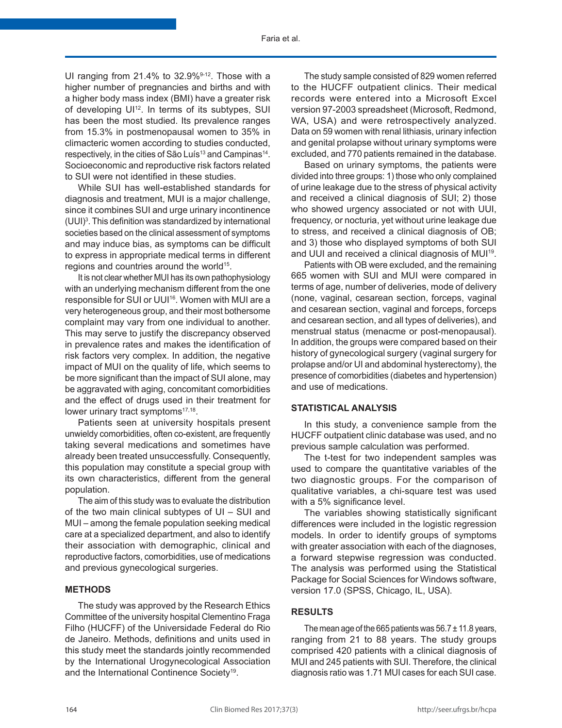UI ranging from 21.4% to 32.9%[9-12]. Those with a higher number of pregnancies and births and with a higher body mass index (BMI) have a greater risk of developing UI[12]. In terms of its subtypes, SUI has been the most studied. Its prevalence ranges from 15.3% in postmenopausal women to 35% in climacteric women according to studies conducted, respectively, in the cities of São Luís[13] and Campinas[14]. Socioeconomic and reproductive risk factors related to SUI were not identified in these studies.

While SUI has well-established standards for diagnosis and treatment, MUI is a major challenge, since it combines SUI and urge urinary incontinence (UUI)[3]. This definition was standardized by international societies based on the clinical assessment of symptoms and may induce bias, as symptoms can be difficult to express in appropriate medical terms in different regions and countries around the world[15].

It is not clear whether MUI has its own pathophysiology with an underlying mechanism different from the one responsible for SUI or UUI[16]. Women with MUI are a very heterogeneous group, and their most bothersome complaint may vary from one individual to another. This may serve to justify the discrepancy observed in prevalence rates and makes the identification of risk factors very complex. In addition, the negative impact of MUI on the quality of life, which seems to be more significant than the impact of SUI alone, may be aggravated with aging, concomitant comorbidities and the effect of drugs used in their treatment for lower urinary tract symptoms[17,18].

Patients seen at university hospitals present unwieldy comorbidities, often co-existent, are frequently taking several medications and sometimes have already been treated unsuccessfully. Consequently, this population may constitute a special group with its own characteristics, different from the general population.

The aim of this study was to evaluate the distribution of the two main clinical subtypes of UI – SUI and MUI – among the female population seeking medical care at a specialized department, and also to identify their association with demographic, clinical and reproductive factors, comorbidities, use of medications and previous gynecological surgeries.

## METHODS

The study was approved by the Research Ethics Committee of the university hospital Clementino Fraga Filho (HUCFF) of the Universidade Federal do Rio de Janeiro. Methods, definitions and units used in this study meet the standards jointly recommended by the International Urogynecological Association and the International Continence Society[19].

The study sample consisted of 829 women referred to the HUCFF outpatient clinics. Their medical records were entered into a Microsoft Excel version 97-2003 spreadsheet (Microsoft, Redmond, WA, USA) and were retrospectively analyzed. Data on 59 women with renal lithiasis, urinary infection and genital prolapse without urinary symptoms were excluded, and 770 patients remained in the database.

Based on urinary symptoms, the patients were divided into three groups: 1) those who only complained of urine leakage due to the stress of physical activity and received a clinical diagnosis of SUI; 2) those who showed urgency associated or not with UUI, frequency, or nocturia, yet without urine leakage due to stress, and received a clinical diagnosis of OB; and 3) those who displayed symptoms of both SUI and UUI and received a clinical diagnosis of MUI[19].

Patients with OB were excluded, and the remaining 665 women with SUI and MUI were compared in terms of age, number of deliveries, mode of delivery (none, vaginal, cesarean section, forceps, vaginal and cesarean section, vaginal and forceps, forceps and cesarean section, and all types of deliveries), and menstrual status (menacme or post-menopausal). In addition, the groups were compared based on their history of gynecological surgery (vaginal surgery for prolapse and/or UI and abdominal hysterectomy), the presence of comorbidities (diabetes and hypertension) and use of medications.

## STATISTICAL ANALYSIS

In this study, a convenience sample from the HUCFF outpatient clinic database was used, and no previous sample calculation was performed.

The t-test for two independent samples was used to compare the quantitative variables of the two diagnostic groups. For the comparison of qualitative variables, a chi-square test was used with a 5% significance level.

The variables showing statistically significant differences were included in the logistic regression models. In order to identify groups of symptoms with greater association with each of the diagnoses, a forward stepwise regression was conducted. The analysis was performed using the Statistical Package for Social Sciences for Windows software, version 17.0 (SPSS, Chicago, IL, USA).

## RESULTS

The mean age of the 665 patients was 56.7 ± 11.8 years, ranging from 21 to 88 years. The study groups comprised 420 patients with a clinical diagnosis of MUI and 245 patients with SUI. Therefore, the clinical diagnosis ratio was 1.71 MUI cases for each SUI case.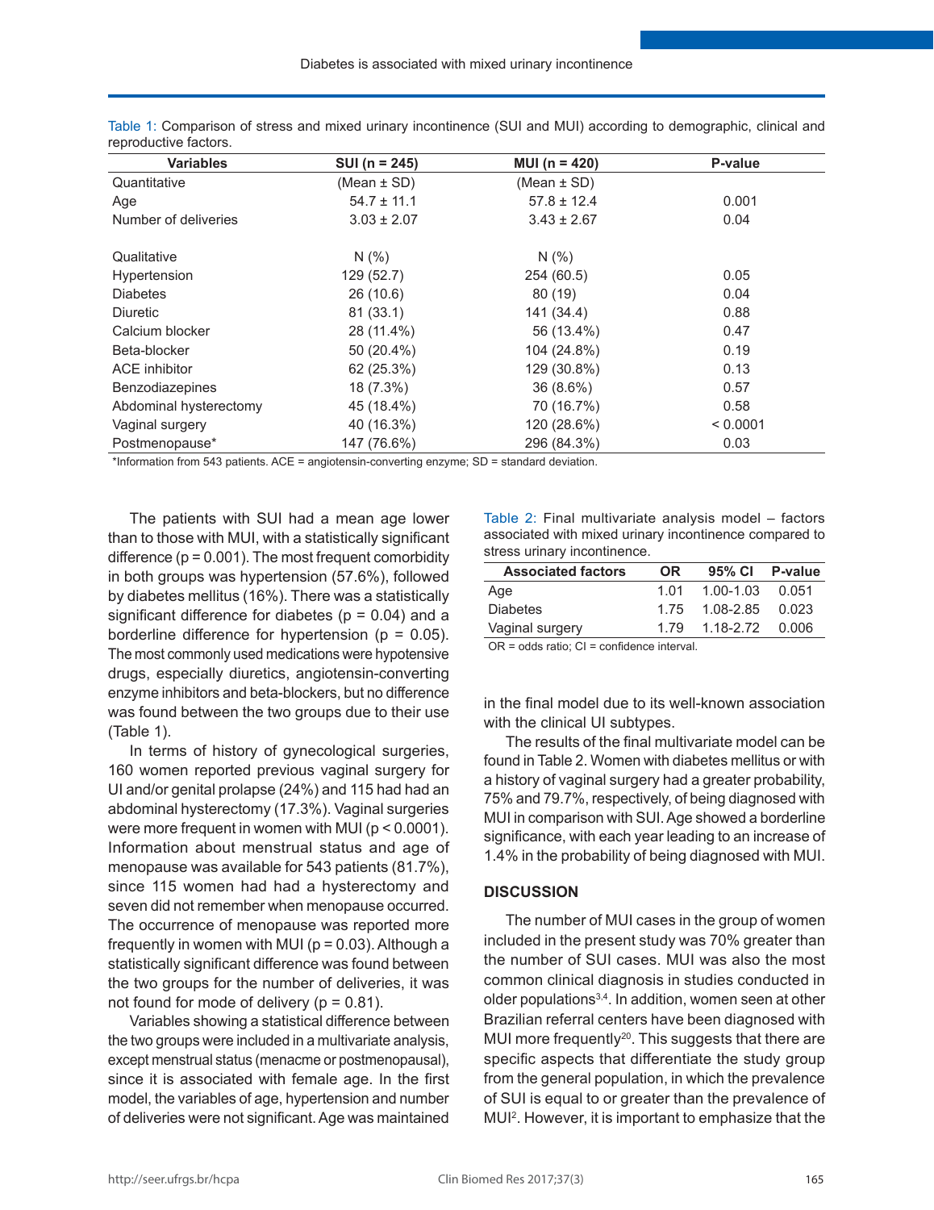Table 1: Comparison of stress and mixed urinary incontinence (SUI and MUI) according to demographic, clinical and reproductive factors.

| Variables | SUI (n = 245) | MUI (n = 420) | P-value |
|---|---|---|---|
| Quantitative | (Mean ± SD) | (Mean ± SD) | |
| Age | 54.7 ± 11.1 | 57.8 ± 12.4 | 0.001 |
| Number of deliveries | 3.03 ± 2.07 | 3.43 ± 2.67 | 0.04 |
| | | | |
| Qualitative | N (%) | N (%) | |
| Hypertension | 129 (52.7) | 254 (60.5) | 0.05 |
| Diabetes | 26 (10.6) | 80 (19) | 0.04 |
| Diuretic | 81 (33.1) | 141 (34.4) | 0.88 |
| Calcium blocker | 28 (11.4%) | 56 (13.4%) | 0.47 |
| Beta-blocker | 50 (20.4%) | 104 (24.8%) | 0.19 |
| ACE inhibitor | 62 (25.3%) | 129 (30.8%) | 0.13 |
| Benzodiazepines | 18 (7.3%) | 36 (8.6%) | 0.57 |
| Abdominal hysterectomy | 45 (18.4%) | 70 (16.7%) | 0.58 |
| Vaginal surgery | 40 (16.3%) | 120 (28.6%) | < 0.0001 |
| Postmenopause* | 147 (76.6%) | 296 (84.3%) | 0.03 |

*Information from 543 patients. ACE = angiotensin-converting enzyme; SD = standard deviation.

The patients with SUI had a mean age lower than to those with MUI, with a statistically significant difference (p = 0.001). The most frequent comorbidity in both groups was hypertension (57.6%), followed by diabetes mellitus (16%). There was a statistically significant difference for diabetes (p = 0.04) and a borderline difference for hypertension (p = 0.05). The most commonly used medications were hypotensive drugs, especially diuretics, angiotensin-converting enzyme inhibitors and beta-blockers, but no difference was found between the two groups due to their use (Table 1).

In terms of history of gynecological surgeries, 160 women reported previous vaginal surgery for UI and/or genital prolapse (24%) and 115 had had an abdominal hysterectomy (17.3%). Vaginal surgeries were more frequent in women with MUI (p < 0.0001). Information about menstrual status and age of menopause was available for 543 patients (81.7%), since 115 women had had a hysterectomy and seven did not remember when menopause occurred. The occurrence of menopause was reported more frequently in women with MUI (p = 0.03). Although a statistically significant difference was found between the two groups for the number of deliveries, it was not found for mode of delivery (p = 0.81).

Variables showing a statistical difference between the two groups were included in a multivariate analysis, except menstrual status (menacme or postmenopausal), since it is associated with female age. In the first model, the variables of age, hypertension and number of deliveries were not significant. Age was maintained in the final model due to its well-known association with the clinical UI subtypes.

Table 2: Final multivariate analysis model – factors associated with mixed urinary incontinence compared to stress urinary incontinence.

| Associated factors | OR | 95% CI | P-value |
|---|---|---|---|
| Age | 1.01 | 1.00-1.03 | 0.051 |
| Diabetes | 1.75 | 1.08-2.85 | 0.023 |
| Vaginal surgery | 1.79 | 1.18-2.72 | 0.006 |

OR = odds ratio; CI = confidence interval.

The results of the final multivariate model can be found in Table 2. Women with diabetes mellitus or with a history of vaginal surgery had a greater probability, 75% and 79.7%, respectively, of being diagnosed with MUI in comparison with SUI. Age showed a borderline significance, with each year leading to an increase of 1.4% in the probability of being diagnosed with MUI.

## DISCUSSION

The number of MUI cases in the group of women included in the present study was 70% greater than the number of SUI cases. MUI was also the most common clinical diagnosis in studies conducted in older populations[3,4]. In addition, women seen at other Brazilian referral centers have been diagnosed with MUI more frequently[20]. This suggests that there are specific aspects that differentiate the study group from the general population, in which the prevalence of SUI is equal to or greater than the prevalence of MUI[2]. However, it is important to emphasize that the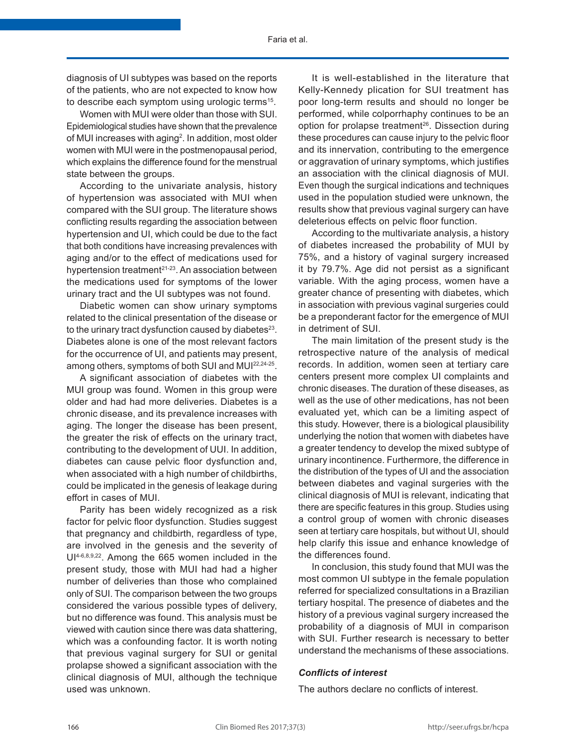diagnosis of UI subtypes was based on the reports of the patients, who are not expected to know how to describe each symptom using urologic terms[15].

Women with MUI were older than those with SUI. Epidemiological studies have shown that the prevalence of MUI increases with aging[2]. In addition, most older women with MUI were in the postmenopausal period, which explains the difference found for the menstrual state between the groups.

According to the univariate analysis, history of hypertension was associated with MUI when compared with the SUI group. The literature shows conflicting results regarding the association between hypertension and UI, which could be due to the fact that both conditions have increasing prevalences with aging and/or to the effect of medications used for hypertension treatment[21-23]. An association between the medications used for symptoms of the lower urinary tract and the UI subtypes was not found.

Diabetic women can show urinary symptoms related to the clinical presentation of the disease or to the urinary tract dysfunction caused by diabetes[23]. Diabetes alone is one of the most relevant factors for the occurrence of UI, and patients may present, among others, symptoms of both SUI and MUI[22,24-25].

A significant association of diabetes with the MUI group was found. Women in this group were older and had had more deliveries. Diabetes is a chronic disease, and its prevalence increases with aging. The longer the disease has been present, the greater the risk of effects on the urinary tract, contributing to the development of UUI. In addition, diabetes can cause pelvic floor dysfunction and, when associated with a high number of childbirths, could be implicated in the genesis of leakage during effort in cases of MUI.

Parity has been widely recognized as a risk factor for pelvic floor dysfunction. Studies suggest that pregnancy and childbirth, regardless of type, are involved in the genesis and the severity of UI[4-6,8,9,22]. Among the 665 women included in the present study, those with MUI had had a higher number of deliveries than those who complained only of SUI. The comparison between the two groups considered the various possible types of delivery, but no difference was found. This analysis must be viewed with caution since there was data shattering, which was a confounding factor. It is worth noting that previous vaginal surgery for SUI or genital prolapse showed a significant association with the clinical diagnosis of MUI, although the technique used was unknown.

It is well-established in the literature that Kelly-Kennedy plication for SUI treatment has poor long-term results and should no longer be performed, while colporrhaphy continues to be an option for prolapse treatment[26]. Dissection during these procedures can cause injury to the pelvic floor and its innervation, contributing to the emergence or aggravation of urinary symptoms, which justifies an association with the clinical diagnosis of MUI. Even though the surgical indications and techniques used in the population studied were unknown, the results show that previous vaginal surgery can have deleterious effects on pelvic floor function.

According to the multivariate analysis, a history of diabetes increased the probability of MUI by 75%, and a history of vaginal surgery increased it by 79.7%. Age did not persist as a significant variable. With the aging process, women have a greater chance of presenting with diabetes, which in association with previous vaginal surgeries could be a preponderant factor for the emergence of MUI in detriment of SUI.

The main limitation of the present study is the retrospective nature of the analysis of medical records. In addition, women seen at tertiary care centers present more complex UI complaints and chronic diseases. The duration of these diseases, as well as the use of other medications, has not been evaluated yet, which can be a limiting aspect of this study. However, there is a biological plausibility underlying the notion that women with diabetes have a greater tendency to develop the mixed subtype of urinary incontinence. Furthermore, the difference in the distribution of the types of UI and the association between diabetes and vaginal surgeries with the clinical diagnosis of MUI is relevant, indicating that there are specific features in this group. Studies using a control group of women with chronic diseases seen at tertiary care hospitals, but without UI, should help clarify this issue and enhance knowledge of the differences found.

In conclusion, this study found that MUI was the most common UI subtype in the female population referred for specialized consultations in a Brazilian tertiary hospital. The presence of diabetes and the history of a previous vaginal surgery increased the probability of a diagnosis of MUI in comparison with SUI. Further research is necessary to better understand the mechanisms of these associations.

### *Conflicts of interest*

The authors declare no conflicts of interest.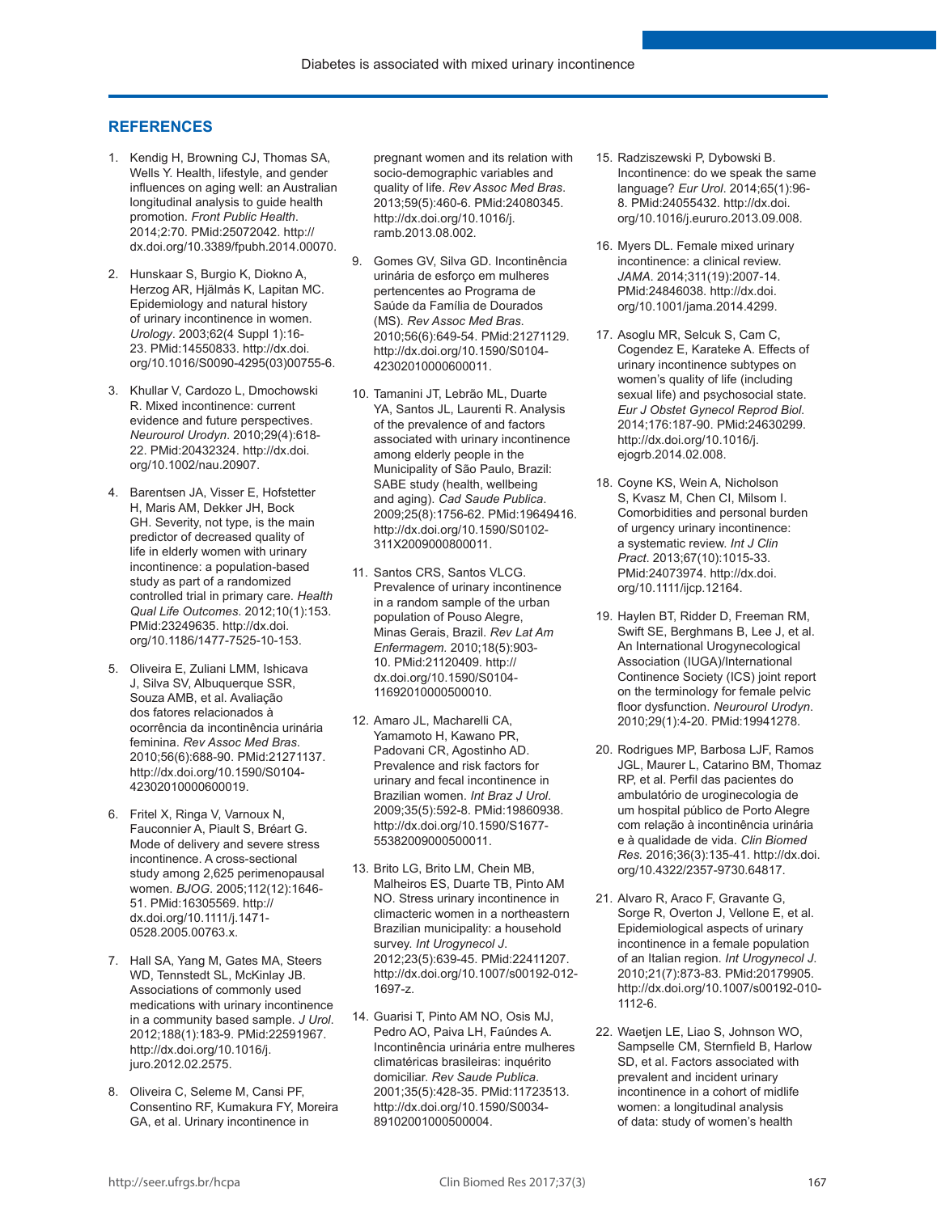## REFERENCES

1. Kendig H, Browning CJ, Thomas SA, Wells Y. Health, lifestyle, and gender influences on aging well: an Australian longitudinal analysis to guide health promotion. *Front Public Health*. 2014;2:70. PMid:25072042. http://dx.doi.org/10.3389/fpubh.2014.00070.

2. Hunskaar S, Burgio K, Diokno A, Herzog AR, Hjälmås K, Lapitan MC. Epidemiology and natural history of urinary incontinence in women. *Urology*. 2003;62(4 Suppl 1):16-23. PMid:14550833. http://dx.doi.org/10.1016/S0090-4295(03)00755-6.

3. Khullar V, Cardozo L, Dmochowski R. Mixed incontinence: current evidence and future perspectives. *Neurourol Urodyn*. 2010;29(4):618-22. PMid:20432324. http://dx.doi.org/10.1002/nau.20907.

4. Barentsen JA, Visser E, Hofstetter H, Maris AM, Dekker JH, Bock GH. Severity, not type, is the main predictor of decreased quality of life in elderly women with urinary incontinence: a population-based study as part of a randomized controlled trial in primary care. *Health Qual Life Outcomes*. 2012;10(1):153. PMid:23249635. http://dx.doi.org/10.1186/1477-7525-10-153.

5. Oliveira E, Zuliani LMM, Ishicava J, Silva SV, Albuquerque SSR, Souza AMB, et al. Avaliação dos fatores relacionados à ocorrência da incontinência urinária feminina. *Rev Assoc Med Bras*. 2010;56(6):688-90. PMid:21271137. http://dx.doi.org/10.1590/S0104-42302010000600019.

6. Fritel X, Ringa V, Varnoux N, Fauconnier A, Piault S, Bréart G. Mode of delivery and severe stress incontinence. A cross-sectional study among 2,625 perimenopausal women. *BJOG*. 2005;112(12):1646-51. PMid:16305569. http://dx.doi.org/10.1111/j.1471-0528.2005.00763.x.

7. Hall SA, Yang M, Gates MA, Steers WD, Tennstedt SL, McKinlay JB. Associations of commonly used medications with urinary incontinence in a community based sample. *J Urol*. 2012;188(1):183-9. PMid:22591967. http://dx.doi.org/10.1016/j.juro.2012.02.2575.

8. Oliveira C, Seleme M, Cansi PF, Consentino RF, Kumakura FY, Moreira GA, et al. Urinary incontinence in pregnant women and its relation with socio-demographic variables and quality of life. *Rev Assoc Med Bras*. 2013;59(5):460-6. PMid:24080345. http://dx.doi.org/10.1016/j.ramb.2013.08.002.

9. Gomes GV, Silva GD. Incontinência urinária de esforço em mulheres pertencentes ao Programa de Saúde da Família de Dourados (MS). *Rev Assoc Med Bras.* 2010;56(6):649-54. PMid:21271129. http://dx.doi.org/10.1590/S0104-42302010000600011.

10. Tamanini JT, Lebrão ML, Duarte YA, Santos JL, Laurenti R. Analysis of the prevalence of and factors associated with urinary incontinence among elderly people in the Municipality of São Paulo, Brazil: SABE study (health, wellbeing and aging). *Cad Saude Publica*. 2009;25(8):1756-62. PMid:19649416. http://dx.doi.org/10.1590/S0102-311X2009000800011.

11. Santos CRS, Santos VLCG. Prevalence of urinary incontinence in a random sample of the urban population of Pouso Alegre, Minas Gerais, Brazil. *Rev Lat Am Enfermagem.* 2010;18(5):903-10. PMid:21120409. http://dx.doi.org/10.1590/S0104-11692010000500010.

12. Amaro JL, Macharelli CA, Yamamoto H, Kawano PR, Padovani CR, Agostinho AD. Prevalence and risk factors for urinary and fecal incontinence in Brazilian women. *Int Braz J Urol*. 2009;35(5):592-8. PMid:19860938. http://dx.doi.org/10.1590/S1677-55382009000500011.

13. Brito LG, Brito LM, Chein MB, Malheiros ES, Duarte TB, Pinto AM NO. Stress urinary incontinence in climacteric women in a northeastern Brazilian municipality: a household survey. *Int Urogynecol J*. 2012;23(5):639-45. PMid:22411207. http://dx.doi.org/10.1007/s00192-012-1697-z.

14. Guarisi T, Pinto AM NO, Osis MJ, Pedro AO, Paiva LH, Faúndes A. Incontinência urinária entre mulheres climatéricas brasileiras: inquérito domiciliar. *Rev Saude Publica*. 2001;35(5):428-35. PMid:11723513. http://dx.doi.org/10.1590/S0034-89102001000500004.

15. Radziszewski P, Dybowski B. Incontinence: do we speak the same language? *Eur Urol*. 2014;65(1):96-8. PMid:24055432. http://dx.doi.org/10.1016/j.eururo.2013.09.008.

16. Myers DL. Female mixed urinary incontinence: a clinical review. *JAMA*. 2014;311(19):2007-14. PMid:24846038. http://dx.doi.org/10.1001/jama.2014.4299.

17. Asoglu MR, Selcuk S, Cam C, Cogendez E, Karateke A. Effects of urinary incontinence subtypes on women's quality of life (including sexual life) and psychosocial state. *Eur J Obstet Gynecol Reprod Biol*. 2014;176:187-90. PMid:24630299. http://dx.doi.org/10.1016/j.ejogrb.2014.02.008.

18. Coyne KS, Wein A, Nicholson S, Kvasz M, Chen CI, Milsom I. Comorbidities and personal burden of urgency urinary incontinence: a systematic review. *Int J Clin Pract*. 2013;67(10):1015-33. PMid:24073974. http://dx.doi.org/10.1111/ijcp.12164.

19. Haylen BT, Ridder D, Freeman RM, Swift SE, Berghmans B, Lee J, et al. An International Urogynecological Association (IUGA)/International Continence Society (ICS) joint report on the terminology for female pelvic floor dysfunction. *Neurourol Urodyn*. 2010;29(1):4-20. PMid:19941278.

20. Rodrigues MP, Barbosa LJF, Ramos JGL, Maurer L, Catarino BM, Thomaz RP, et al. Perfil das pacientes do ambulatório de uroginecologia de um hospital público de Porto Alegre com relação à incontinência urinária e à qualidade de vida. *Clin Biomed Res.* 2016;36(3):135-41. http://dx.doi.org/10.4322/2357-9730.64817.

21. Alvaro R, Araco F, Gravante G, Sorge R, Overton J, Vellone E, et al. Epidemiological aspects of urinary incontinence in a female population of an Italian region. *Int Urogynecol J*. 2010;21(7):873-83. PMid:20179905. http://dx.doi.org/10.1007/s00192-010-1112-6.

22. Waetjen LE, Liao S, Johnson WO, Sampselle CM, Sternfield B, Harlow SD, et al. Factors associated with prevalent and incident urinary incontinence in a cohort of midlife women: a longitudinal analysis of data: study of women's health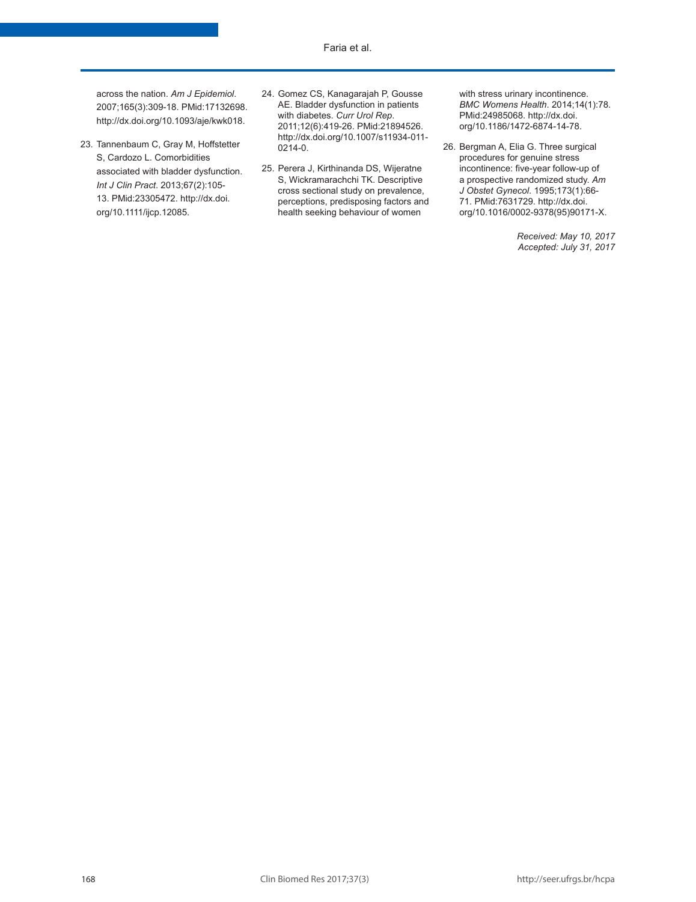across the nation. *Am J Epidemiol*. 2007;165(3):309-18. PMid:17132698. http://dx.doi.org/10.1093/aje/kwk018.

23. Tannenbaum C, Gray M, Hoffstetter S, Cardozo L. Comorbidities associated with bladder dysfunction. *Int J Clin Pract*. 2013;67(2):105-13. PMid:23305472. http://dx.doi.org/10.1111/ijcp.12085.

24. Gomez CS, Kanagarajah P, Gousse AE. Bladder dysfunction in patients with diabetes. *Curr Urol Rep*. 2011;12(6):419-26. PMid:21894526. http://dx.doi.org/10.1007/s11934-011-0214-0.

25. Perera J, Kirthinanda DS, Wijeratne S, Wickramarachchi TK. Descriptive cross sectional study on prevalence, perceptions, predisposing factors and health seeking behaviour of women with stress urinary incontinence. *BMC Womens Health*. 2014;14(1):78. PMid:24985068. http://dx.doi.org/10.1186/1472-6874-14-78.

26. Bergman A, Elia G. Three surgical procedures for genuine stress incontinence: five-year follow-up of a prospective randomized study. *Am J Obstet Gynecol*. 1995;173(1):66-71. PMid:7631729. http://dx.doi.org/10.1016/0002-9378(95)90171-X.

*Received: May 10, 2017*
*Accepted: July 31, 2017*